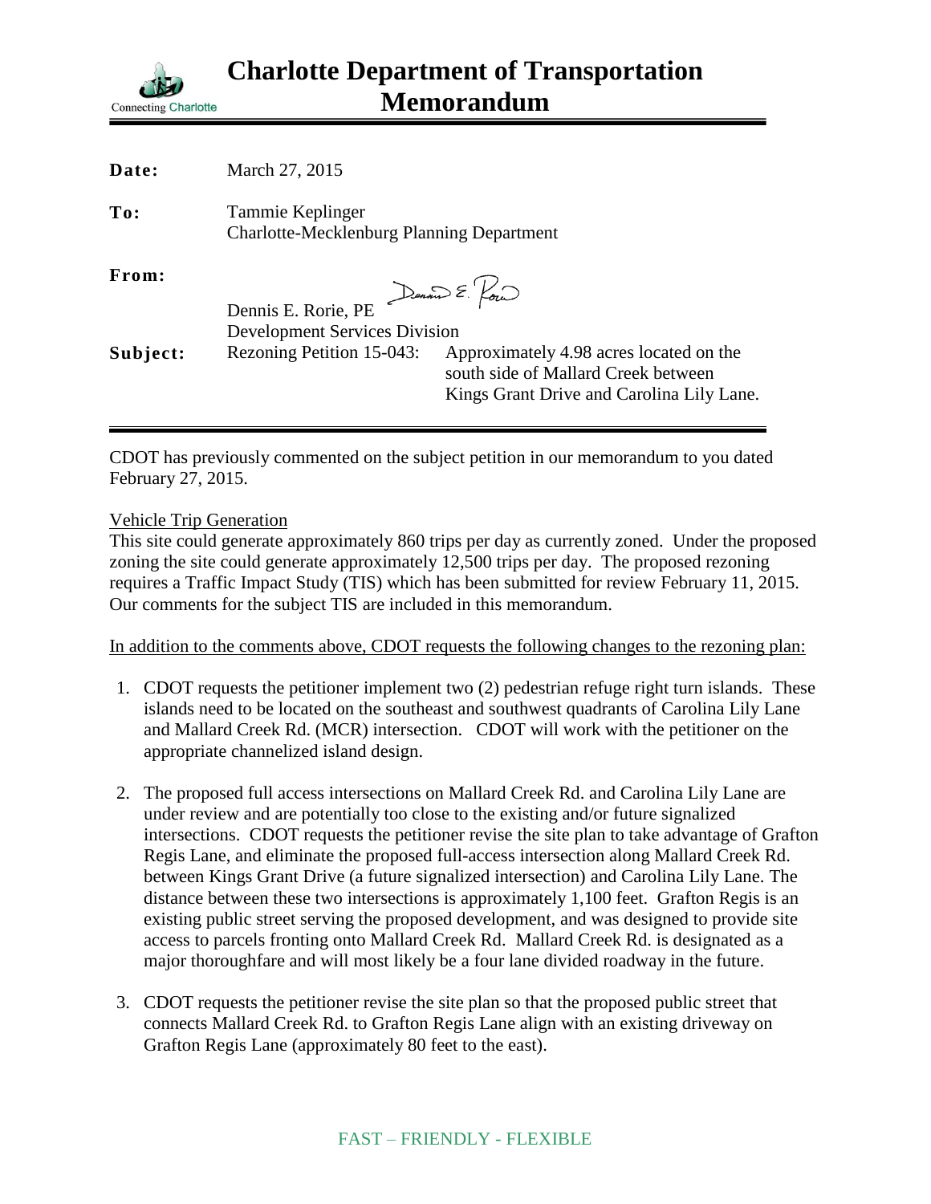# Charlotte Department of Transportation Memorandum

Connecting Charlotte

**Date:** March 27, 2015

**To:** Tammie Keplinger
Charlotte-Mecklenburg Planning Department

**From:** Dennis E. Rorie, PE
Development Services Division

**Subject:** Rezoning Petition 15-043: Approximately 4.98 acres located on the south side of Mallard Creek between Kings Grant Drive and Carolina Lily Lane.

---

CDOT has previously commented on the subject petition in our memorandum to you dated February 27, 2015.

Vehicle Trip Generation

This site could generate approximately 860 trips per day as currently zoned. Under the proposed zoning the site could generate approximately 12,500 trips per day. The proposed rezoning requires a Traffic Impact Study (TIS) which has been submitted for review February 11, 2015. Our comments for the subject TIS are included in this memorandum.

In addition to the comments above, CDOT requests the following changes to the rezoning plan:

1. CDOT requests the petitioner implement two (2) pedestrian refuge right turn islands. These islands need to be located on the southeast and southwest quadrants of Carolina Lily Lane and Mallard Creek Rd. (MCR) intersection. CDOT will work with the petitioner on the appropriate channelized island design.

2. The proposed full access intersections on Mallard Creek Rd. and Carolina Lily Lane are under review and are potentially too close to the existing and/or future signalized intersections. CDOT requests the petitioner revise the site plan to take advantage of Grafton Regis Lane, and eliminate the proposed full-access intersection along Mallard Creek Rd. between Kings Grant Drive (a future signalized intersection) and Carolina Lily Lane. The distance between these two intersections is approximately 1,100 feet. Grafton Regis is an existing public street serving the proposed development, and was designed to provide site access to parcels fronting onto Mallard Creek Rd. Mallard Creek Rd. is designated as a major thoroughfare and will most likely be a four lane divided roadway in the future.

3. CDOT requests the petitioner revise the site plan so that the proposed public street that connects Mallard Creek Rd. to Grafton Regis Lane align with an existing driveway on Grafton Regis Lane (approximately 80 feet to the east).

FAST – FRIENDLY - FLEXIBLE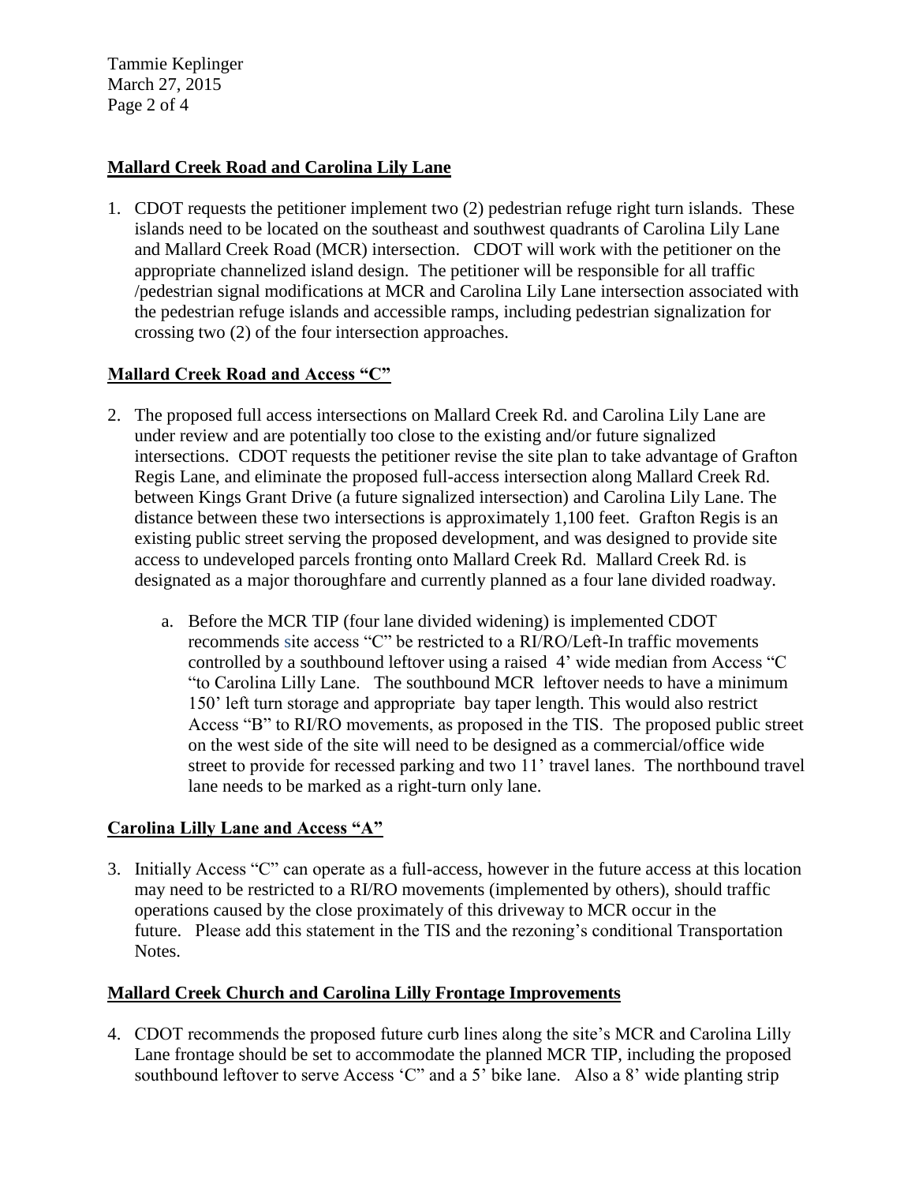**Mallard Creek Road and Carolina Lily Lane**

1. CDOT requests the petitioner implement two (2) pedestrian refuge right turn islands. These islands need to be located on the southeast and southwest quadrants of Carolina Lily Lane and Mallard Creek Road (MCR) intersection. CDOT will work with the petitioner on the appropriate channelized island design. The petitioner will be responsible for all traffic /pedestrian signal modifications at MCR and Carolina Lily Lane intersection associated with the pedestrian refuge islands and accessible ramps, including pedestrian signalization for crossing two (2) of the four intersection approaches.

**Mallard Creek Road and Access "C"**

2. The proposed full access intersections on Mallard Creek Rd. and Carolina Lily Lane are under review and are potentially too close to the existing and/or future signalized intersections. CDOT requests the petitioner revise the site plan to take advantage of Grafton Regis Lane, and eliminate the proposed full-access intersection along Mallard Creek Rd. between Kings Grant Drive (a future signalized intersection) and Carolina Lily Lane. The distance between these two intersections is approximately 1,100 feet. Grafton Regis is an existing public street serving the proposed development, and was designed to provide site access to undeveloped parcels fronting onto Mallard Creek Rd. Mallard Creek Rd. is designated as a major thoroughfare and currently planned as a four lane divided roadway.

   a. Before the MCR TIP (four lane divided widening) is implemented CDOT recommends site access "C" be restricted to a RI/RO/Left-In traffic movements controlled by a southbound leftover using a raised 4' wide median from Access "C "to Carolina Lilly Lane. The southbound MCR leftover needs to have a minimum 150' left turn storage and appropriate bay taper length. This would also restrict Access "B" to RI/RO movements, as proposed in the TIS. The proposed public street on the west side of the site will need to be designed as a commercial/office wide street to provide for recessed parking and two 11' travel lanes. The northbound travel lane needs to be marked as a right-turn only lane.

**Carolina Lilly Lane and Access "A"**

3. Initially Access "C" can operate as a full-access, however in the future access at this location may need to be restricted to a RI/RO movements (implemented by others), should traffic operations caused by the close proximately of this driveway to MCR occur in the future. Please add this statement in the TIS and the rezoning's conditional Transportation Notes.

**Mallard Creek Church and Carolina Lilly Frontage Improvements**

4. CDOT recommends the proposed future curb lines along the site's MCR and Carolina Lilly Lane frontage should be set to accommodate the planned MCR TIP, including the proposed southbound leftover to serve Access 'C" and a 5' bike lane. Also a 8' wide planting strip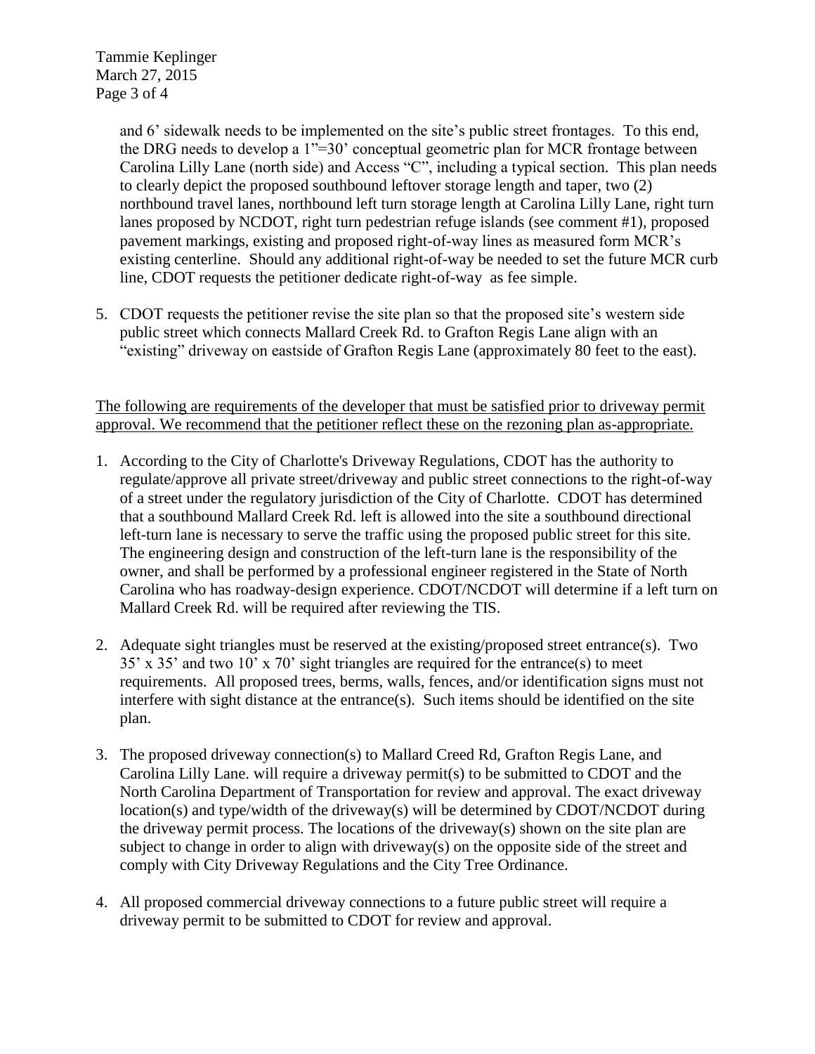and 6' sidewalk needs to be implemented on the site's public street frontages. To this end, the DRG needs to develop a 1"=30' conceptual geometric plan for MCR frontage between Carolina Lilly Lane (north side) and Access "C", including a typical section. This plan needs to clearly depict the proposed southbound leftover storage length and taper, two (2) northbound travel lanes, northbound left turn storage length at Carolina Lilly Lane, right turn lanes proposed by NCDOT, right turn pedestrian refuge islands (see comment #1), proposed pavement markings, existing and proposed right-of-way lines as measured form MCR's existing centerline. Should any additional right-of-way be needed to set the future MCR curb line, CDOT requests the petitioner dedicate right-of-way as fee simple.

5. CDOT requests the petitioner revise the site plan so that the proposed site's western side public street which connects Mallard Creek Rd. to Grafton Regis Lane align with an "existing" driveway on eastside of Grafton Regis Lane (approximately 80 feet to the east).

<u>The following are requirements of the developer that must be satisfied prior to driveway permit approval. We recommend that the petitioner reflect these on the rezoning plan as-appropriate.</u>

1. According to the City of Charlotte's Driveway Regulations, CDOT has the authority to regulate/approve all private street/driveway and public street connections to the right-of-way of a street under the regulatory jurisdiction of the City of Charlotte. CDOT has determined that a southbound Mallard Creek Rd. left is allowed into the site a southbound directional left-turn lane is necessary to serve the traffic using the proposed public street for this site. The engineering design and construction of the left-turn lane is the responsibility of the owner, and shall be performed by a professional engineer registered in the State of North Carolina who has roadway-design experience. CDOT/NCDOT will determine if a left turn on Mallard Creek Rd. will be required after reviewing the TIS.

2. Adequate sight triangles must be reserved at the existing/proposed street entrance(s). Two 35' x 35' and two 10' x 70' sight triangles are required for the entrance(s) to meet requirements. All proposed trees, berms, walls, fences, and/or identification signs must not interfere with sight distance at the entrance(s). Such items should be identified on the site plan.

3. The proposed driveway connection(s) to Mallard Creed Rd, Grafton Regis Lane, and Carolina Lilly Lane. will require a driveway permit(s) to be submitted to CDOT and the North Carolina Department of Transportation for review and approval. The exact driveway location(s) and type/width of the driveway(s) will be determined by CDOT/NCDOT during the driveway permit process. The locations of the driveway(s) shown on the site plan are subject to change in order to align with driveway(s) on the opposite side of the street and comply with City Driveway Regulations and the City Tree Ordinance.

4. All proposed commercial driveway connections to a future public street will require a driveway permit to be submitted to CDOT for review and approval.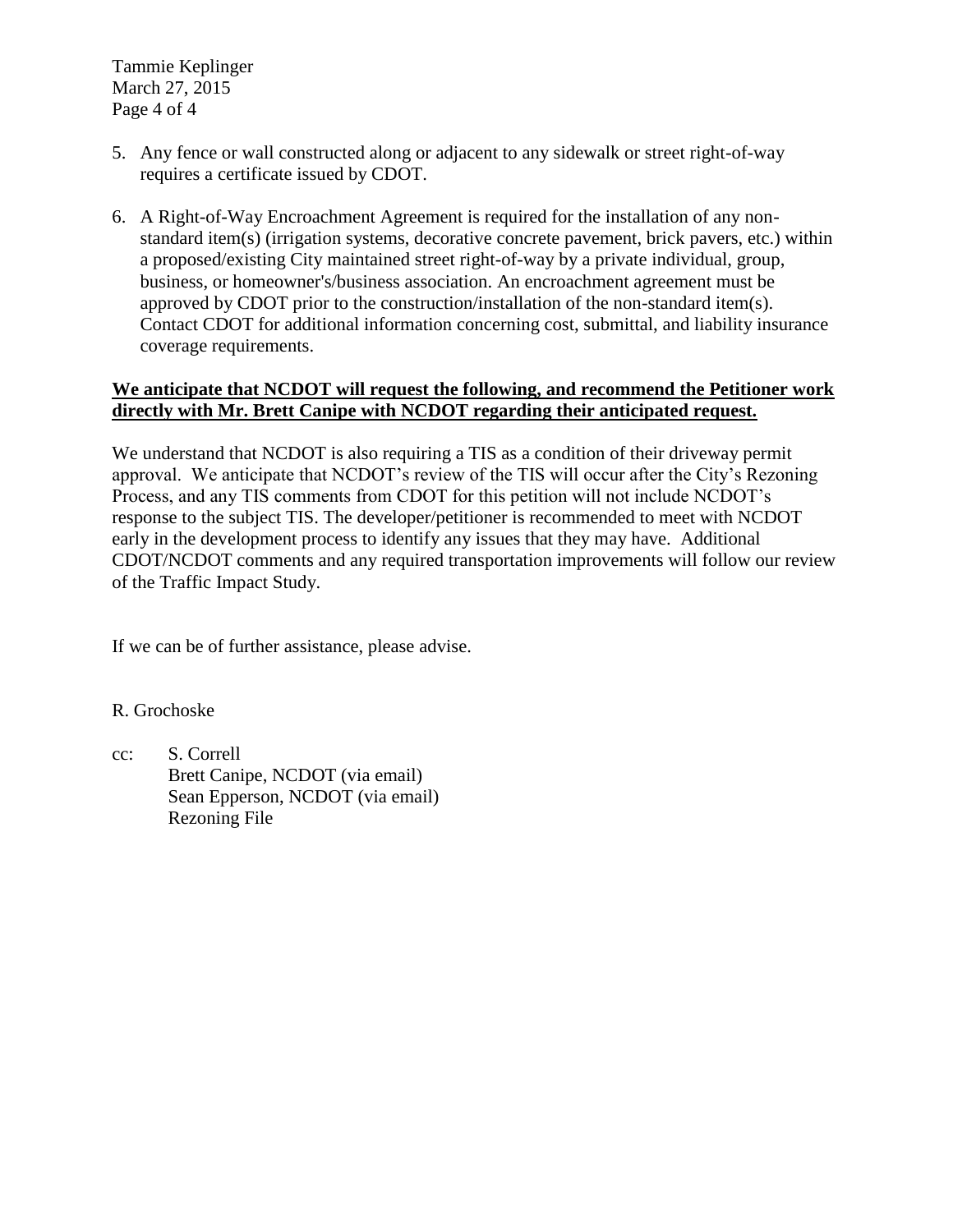5. Any fence or wall constructed along or adjacent to any sidewalk or street right-of-way requires a certificate issued by CDOT.

6. A Right-of-Way Encroachment Agreement is required for the installation of any non-standard item(s) (irrigation systems, decorative concrete pavement, brick pavers, etc.) within a proposed/existing City maintained street right-of-way by a private individual, group, business, or homeowner's/business association. An encroachment agreement must be approved by CDOT prior to the construction/installation of the non-standard item(s). Contact CDOT for additional information concerning cost, submittal, and liability insurance coverage requirements.

**We anticipate that NCDOT will request the following, and recommend the Petitioner work directly with Mr. Brett Canipe with NCDOT regarding their anticipated request.**

We understand that NCDOT is also requiring a TIS as a condition of their driveway permit approval. We anticipate that NCDOT's review of the TIS will occur after the City's Rezoning Process, and any TIS comments from CDOT for this petition will not include NCDOT's response to the subject TIS. The developer/petitioner is recommended to meet with NCDOT early in the development process to identify any issues that they may have. Additional CDOT/NCDOT comments and any required transportation improvements will follow our review of the Traffic Impact Study.

If we can be of further assistance, please advise.

R. Grochoske

cc: S. Correll
Brett Canipe, NCDOT (via email)
Sean Epperson, NCDOT (via email)
Rezoning File